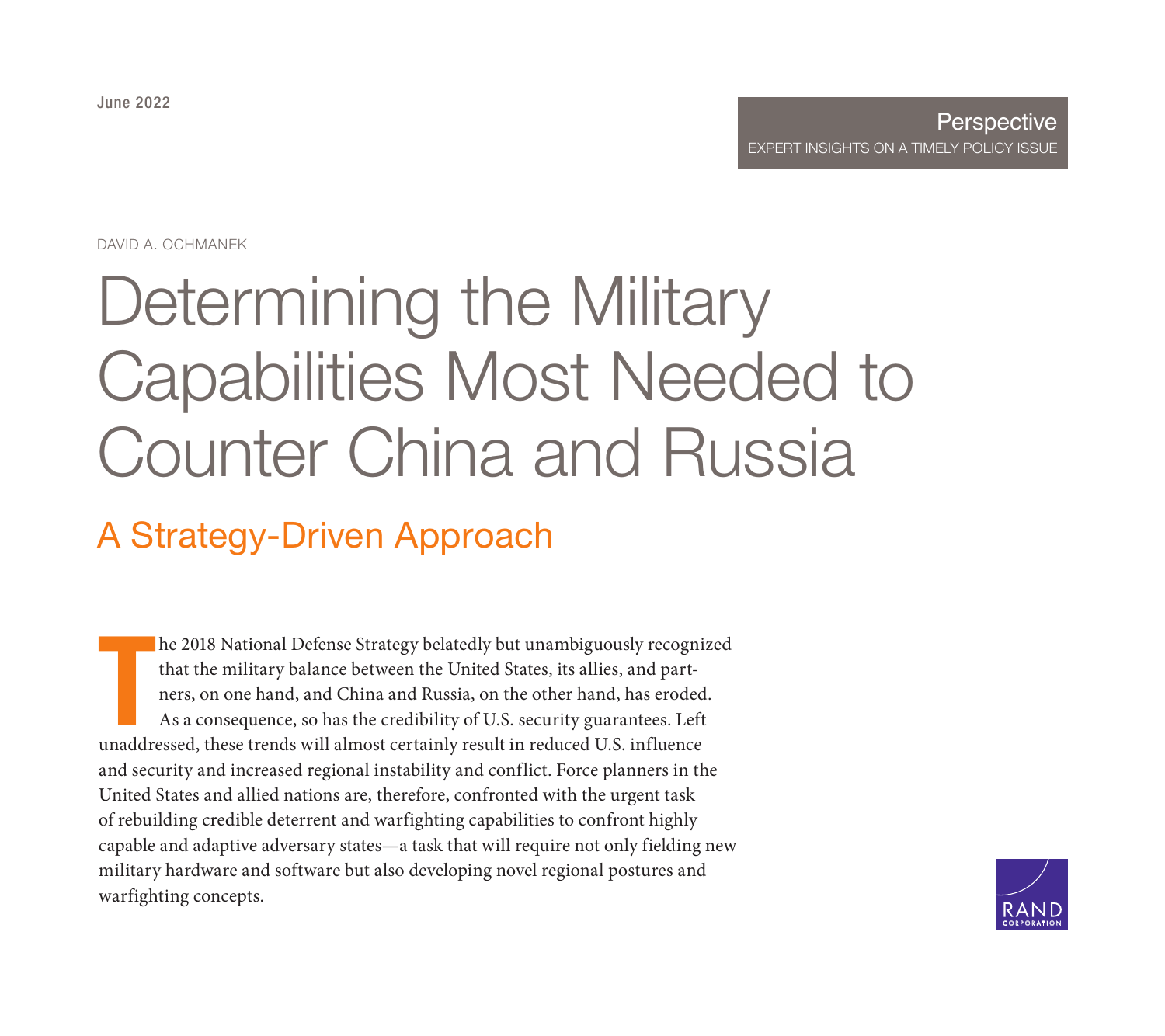June 2022

Perspective
EXPERT INSIGHTS ON A TIMELY POLICY ISSUE

DAVID A. OCHMANEK

# Determining the Military Capabilities Most Needed to Counter China and Russia

## A Strategy-Driven Approach

The 2018 National Defense Strategy belatedly but unambiguously recognized that the military balance between the United States, its allies, and partners, on one hand, and China and Russia, on the other hand, has eroded. As a consequence, so has the credibility of U.S. security guarantees. Left unaddressed, these trends will almost certainly result in reduced U.S. influence and security and increased regional instability and conflict. Force planners in the United States and allied nations are, therefore, confronted with the urgent task of rebuilding credible deterrent and warfighting capabilities to confront highly capable and adaptive adversary states—a task that will require not only fielding new military hardware and software but also developing novel regional postures and warfighting concepts.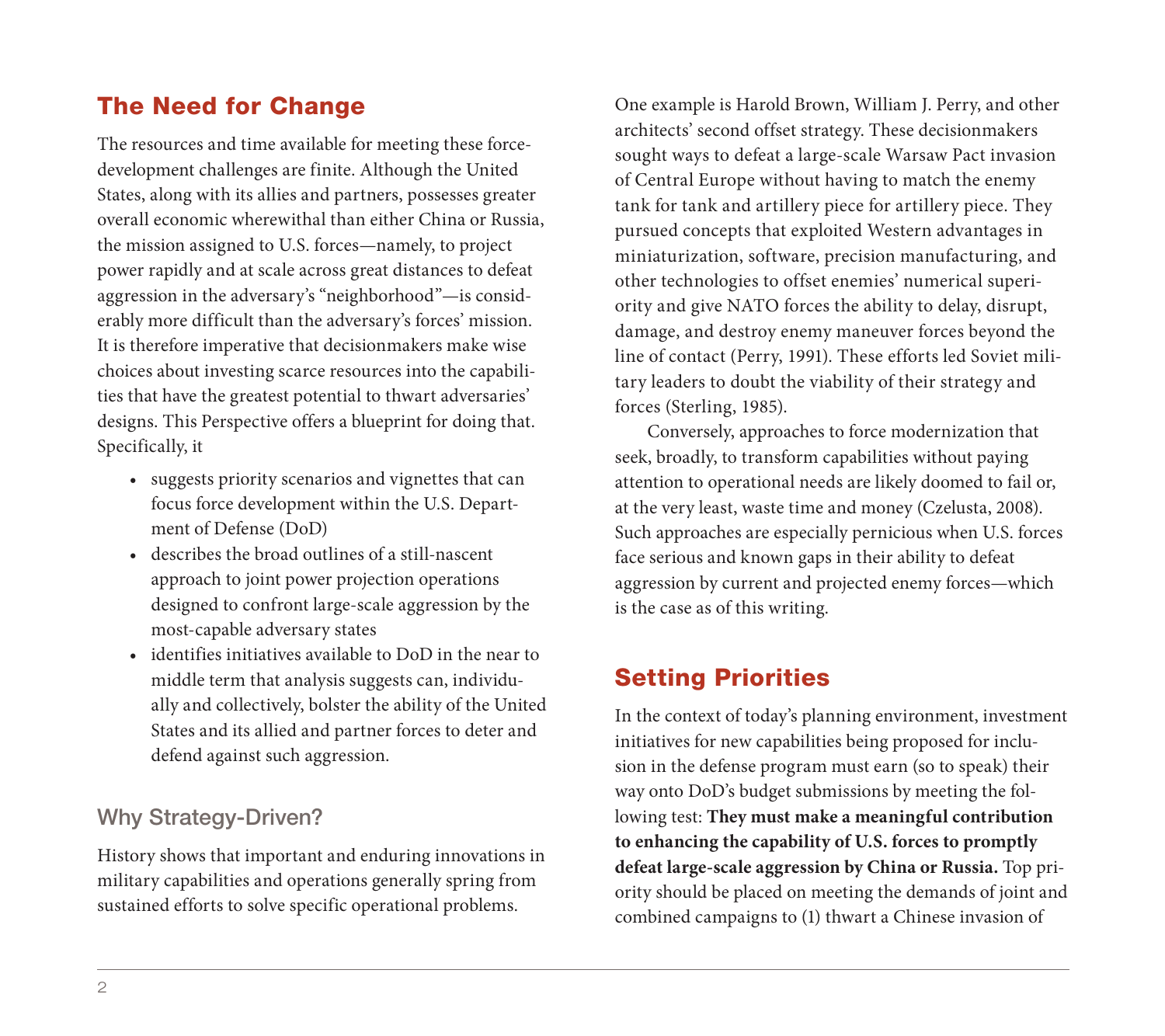## The Need for Change

The resources and time available for meeting these force-development challenges are finite. Although the United States, along with its allies and partners, possesses greater overall economic wherewithal than either China or Russia, the mission assigned to U.S. forces—namely, to project power rapidly and at scale across great distances to defeat aggression in the adversary's "neighborhood"—is considerably more difficult than the adversary's forces' mission. It is therefore imperative that decisionmakers make wise choices about investing scarce resources into the capabilities that have the greatest potential to thwart adversaries' designs. This Perspective offers a blueprint for doing that. Specifically, it

- suggests priority scenarios and vignettes that can focus force development within the U.S. Department of Defense (DoD)
- describes the broad outlines of a still-nascent approach to joint power projection operations designed to confront large-scale aggression by the most-capable adversary states
- identifies initiatives available to DoD in the near to middle term that analysis suggests can, individually and collectively, bolster the ability of the United States and its allied and partner forces to deter and defend against such aggression.

### Why Strategy-Driven?

History shows that important and enduring innovations in military capabilities and operations generally spring from sustained efforts to solve specific operational problems. One example is Harold Brown, William J. Perry, and other architects' second offset strategy. These decisionmakers sought ways to defeat a large-scale Warsaw Pact invasion of Central Europe without having to match the enemy tank for tank and artillery piece for artillery piece. They pursued concepts that exploited Western advantages in miniaturization, software, precision manufacturing, and other technologies to offset enemies' numerical superiority and give NATO forces the ability to delay, disrupt, damage, and destroy enemy maneuver forces beyond the line of contact (Perry, 1991). These efforts led Soviet military leaders to doubt the viability of their strategy and forces (Sterling, 1985).

Conversely, approaches to force modernization that seek, broadly, to transform capabilities without paying attention to operational needs are likely doomed to fail or, at the very least, waste time and money (Czelusta, 2008). Such approaches are especially pernicious when U.S. forces face serious and known gaps in their ability to defeat aggression by current and projected enemy forces—which is the case as of this writing.

## Setting Priorities

In the context of today's planning environment, investment initiatives for new capabilities being proposed for inclusion in the defense program must earn (so to speak) their way onto DoD's budget submissions by meeting the following test: **They must make a meaningful contribution to enhancing the capability of U.S. forces to promptly defeat large-scale aggression by China or Russia.** Top priority should be placed on meeting the demands of joint and combined campaigns to (1) thwart a Chinese invasion of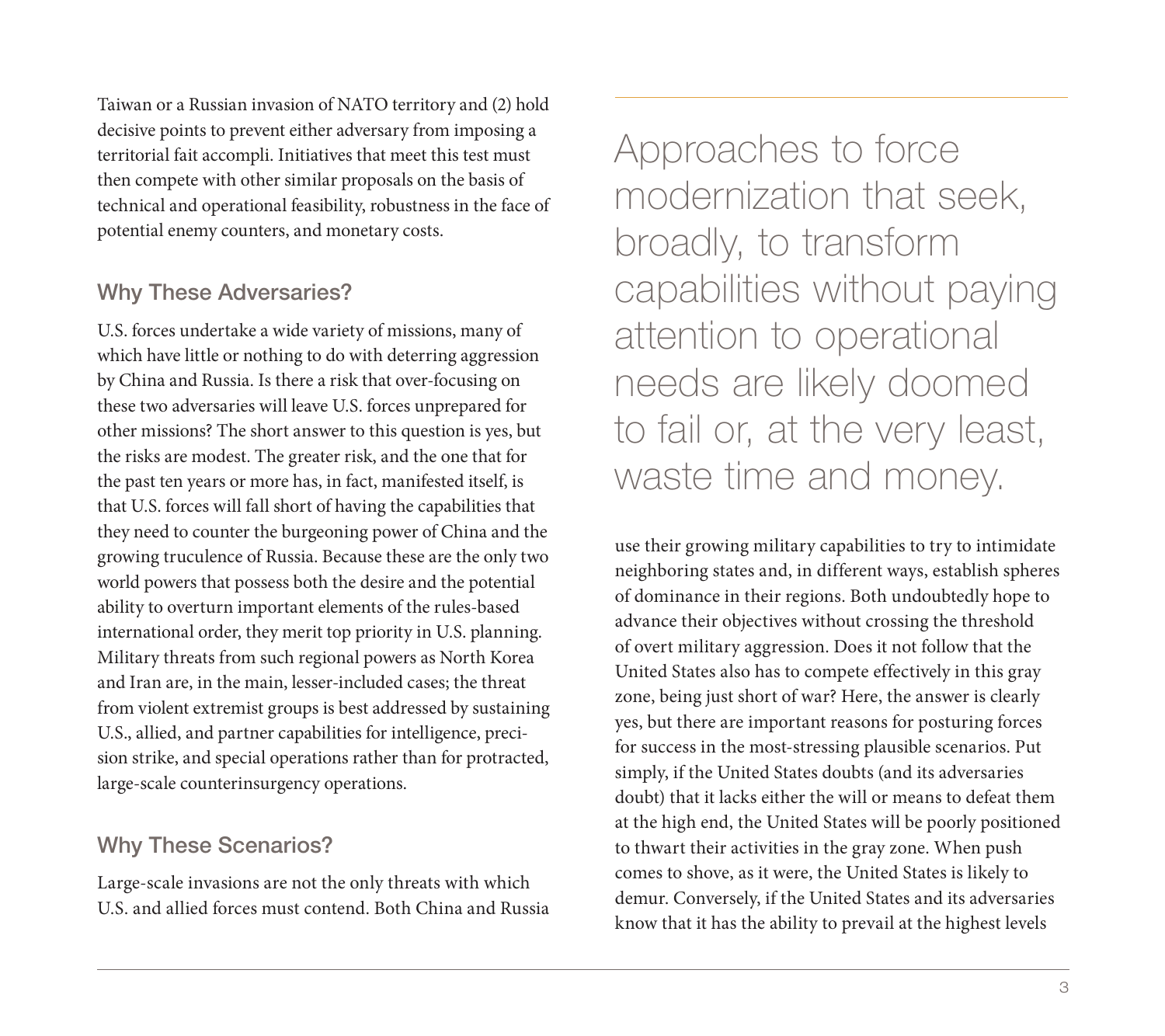Taiwan or a Russian invasion of NATO territory and (2) hold decisive points to prevent either adversary from imposing a territorial fait accompli. Initiatives that meet this test must then compete with other similar proposals on the basis of technical and operational feasibility, robustness in the face of potential enemy counters, and monetary costs.

### Why These Adversaries?

U.S. forces undertake a wide variety of missions, many of which have little or nothing to do with deterring aggression by China and Russia. Is there a risk that over-focusing on these two adversaries will leave U.S. forces unprepared for other missions? The short answer to this question is yes, but the risks are modest. The greater risk, and the one that for the past ten years or more has, in fact, manifested itself, is that U.S. forces will fall short of having the capabilities that they need to counter the burgeoning power of China and the growing truculence of Russia. Because these are the only two world powers that possess both the desire and the potential ability to overturn important elements of the rules-based international order, they merit top priority in U.S. planning. Military threats from such regional powers as North Korea and Iran are, in the main, lesser-included cases; the threat from violent extremist groups is best addressed by sustaining U.S., allied, and partner capabilities for intelligence, precision strike, and special operations rather than for protracted, large-scale counterinsurgency operations.

### Why These Scenarios?

Large-scale invasions are not the only threats with which U.S. and allied forces must contend. Both China and Russia use their growing military capabilities to try to intimidate neighboring states and, in different ways, establish spheres of dominance in their regions. Both undoubtedly hope to advance their objectives without crossing the threshold of overt military aggression. Does it not follow that the United States also has to compete effectively in this gray zone, being just short of war? Here, the answer is clearly yes, but there are important reasons for posturing forces for success in the most-stressing plausible scenarios. Put simply, if the United States doubts (and its adversaries doubt) that it lacks either the will or means to defeat them at the high end, the United States will be poorly positioned to thwart their activities in the gray zone. When push comes to shove, as it were, the United States is likely to demur. Conversely, if the United States and its adversaries know that it has the ability to prevail at the highest levels

> Approaches to force modernization that seek, broadly, to transform capabilities without paying attention to operational needs are likely doomed to fail or, at the very least, waste time and money.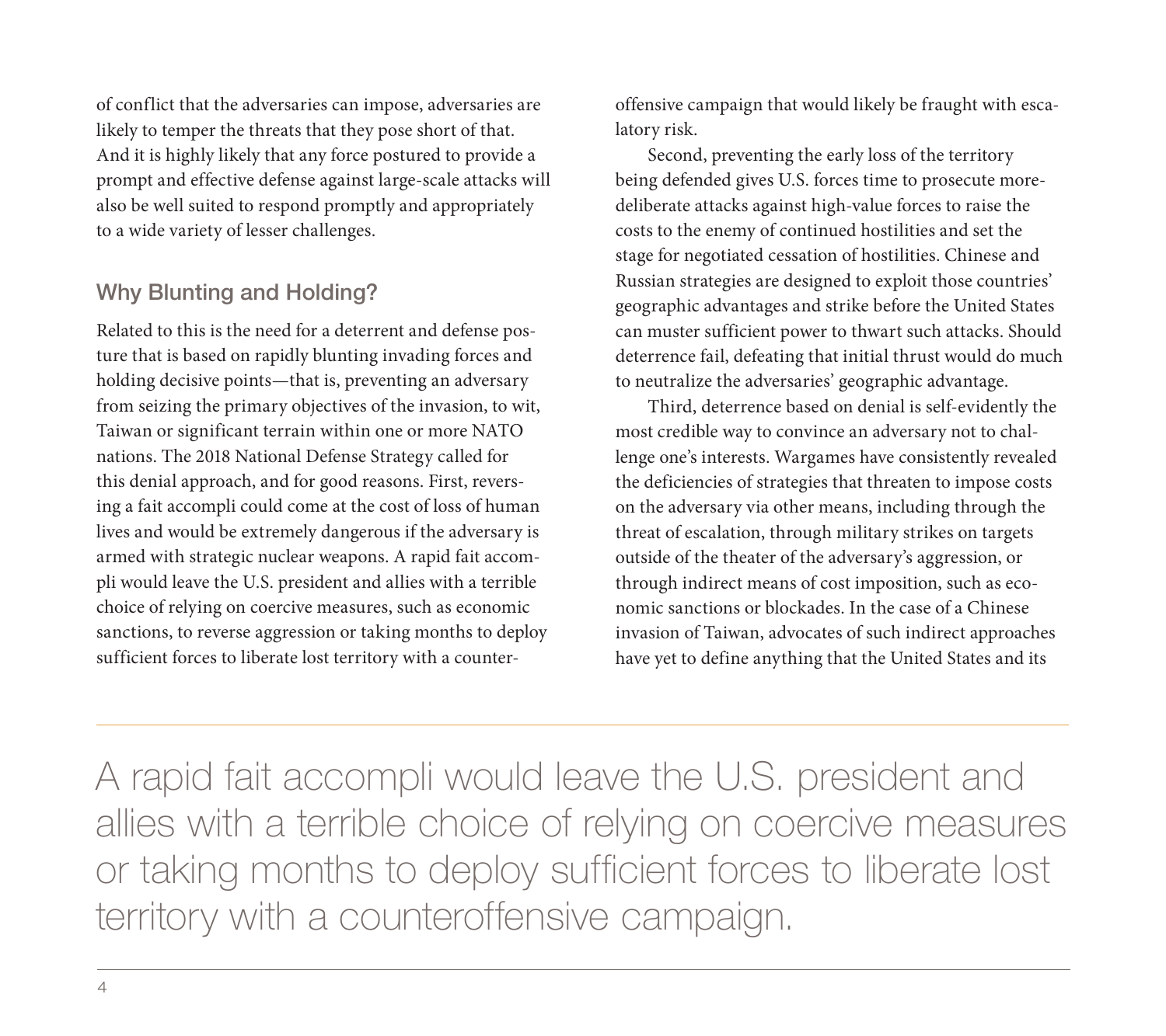of conflict that the adversaries can impose, adversaries are likely to temper the threats that they pose short of that. And it is highly likely that any force postured to provide a prompt and effective defense against large-scale attacks will also be well suited to respond promptly and appropriately to a wide variety of lesser challenges.

## Why Blunting and Holding?

Related to this is the need for a deterrent and defense posture that is based on rapidly blunting invading forces and holding decisive points—that is, preventing an adversary from seizing the primary objectives of the invasion, to wit, Taiwan or significant terrain within one or more NATO nations. The 2018 National Defense Strategy called for this denial approach, and for good reasons. First, reversing a fait accompli could come at the cost of loss of human lives and would be extremely dangerous if the adversary is armed with strategic nuclear weapons. A rapid fait accompli would leave the U.S. president and allies with a terrible choice of relying on coercive measures, such as economic sanctions, to reverse aggression or taking months to deploy sufficient forces to liberate lost territory with a counteroffensive campaign that would likely be fraught with escalatory risk.

Second, preventing the early loss of the territory being defended gives U.S. forces time to prosecute more-deliberate attacks against high-value forces to raise the costs to the enemy of continued hostilities and set the stage for negotiated cessation of hostilities. Chinese and Russian strategies are designed to exploit those countries' geographic advantages and strike before the United States can muster sufficient power to thwart such attacks. Should deterrence fail, defeating that initial thrust would do much to neutralize the adversaries' geographic advantage.

Third, deterrence based on denial is self-evidently the most credible way to convince an adversary not to challenge one's interests. Wargames have consistently revealed the deficiencies of strategies that threaten to impose costs on the adversary via other means, including through the threat of escalation, through military strikes on targets outside of the theater of the adversary's aggression, or through indirect means of cost imposition, such as economic sanctions or blockades. In the case of a Chinese invasion of Taiwan, advocates of such indirect approaches have yet to define anything that the United States and its

> A rapid fait accompli would leave the U.S. president and allies with a terrible choice of relying on coercive measures or taking months to deploy sufficient forces to liberate lost territory with a counteroffensive campaign.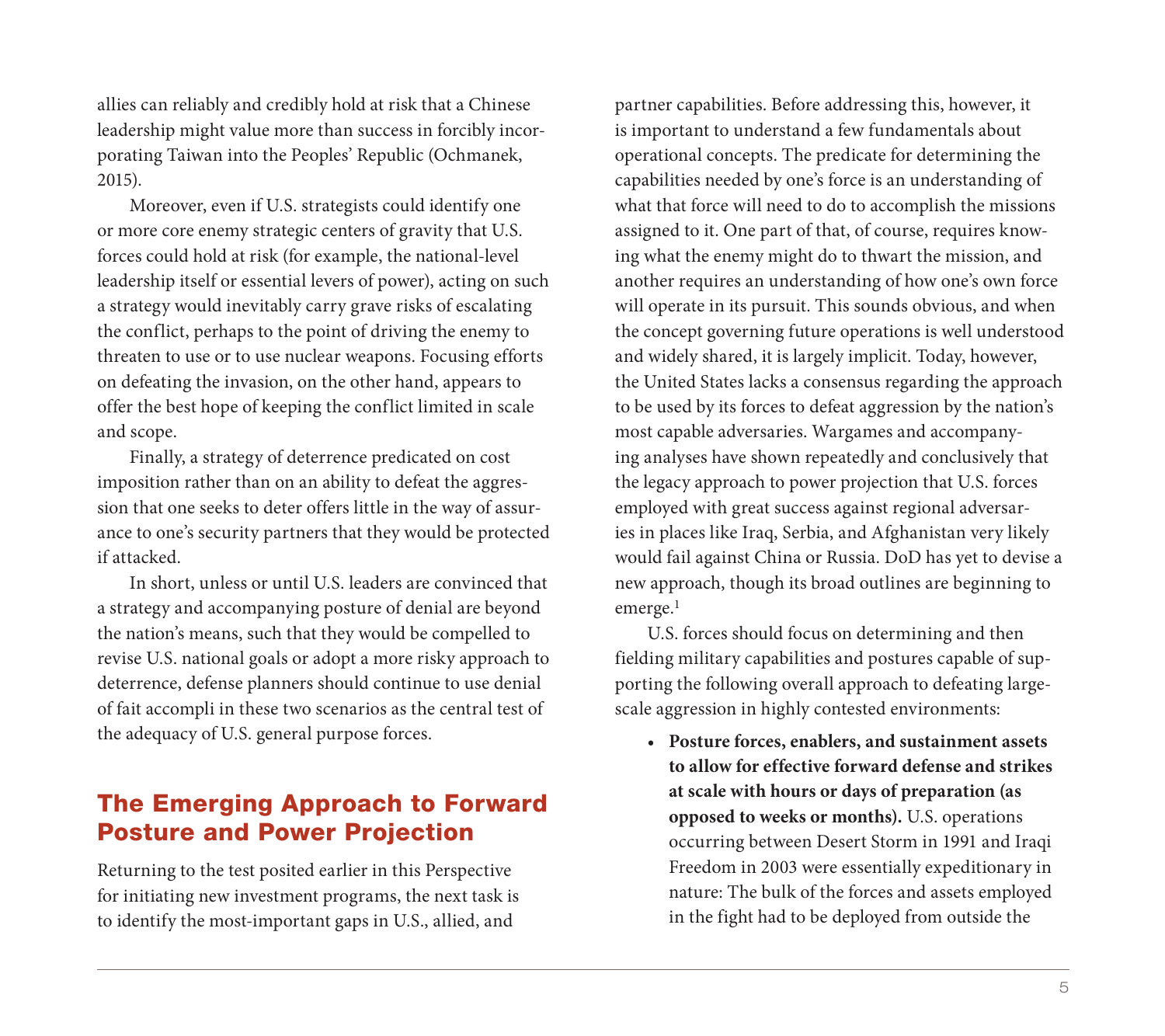allies can reliably and credibly hold at risk that a Chinese leadership might value more than success in forcibly incorporating Taiwan into the Peoples' Republic (Ochmanek, 2015).

Moreover, even if U.S. strategists could identify one or more core enemy strategic centers of gravity that U.S. forces could hold at risk (for example, the national-level leadership itself or essential levers of power), acting on such a strategy would inevitably carry grave risks of escalating the conflict, perhaps to the point of driving the enemy to threaten to use or to use nuclear weapons. Focusing efforts on defeating the invasion, on the other hand, appears to offer the best hope of keeping the conflict limited in scale and scope.

Finally, a strategy of deterrence predicated on cost imposition rather than on an ability to defeat the aggression that one seeks to deter offers little in the way of assurance to one's security partners that they would be protected if attacked.

In short, unless or until U.S. leaders are convinced that a strategy and accompanying posture of denial are beyond the nation's means, such that they would be compelled to revise U.S. national goals or adopt a more risky approach to deterrence, defense planners should continue to use denial of fait accompli in these two scenarios as the central test of the adequacy of U.S. general purpose forces.

## The Emerging Approach to Forward Posture and Power Projection

Returning to the test posited earlier in this Perspective for initiating new investment programs, the next task is to identify the most-important gaps in U.S., allied, and partner capabilities. Before addressing this, however, it is important to understand a few fundamentals about operational concepts. The predicate for determining the capabilities needed by one's force is an understanding of what that force will need to do to accomplish the missions assigned to it. One part of that, of course, requires knowing what the enemy might do to thwart the mission, and another requires an understanding of how one's own force will operate in its pursuit. This sounds obvious, and when the concept governing future operations is well understood and widely shared, it is largely implicit. Today, however, the United States lacks a consensus regarding the approach to be used by its forces to defeat aggression by the nation's most capable adversaries. Wargames and accompanying analyses have shown repeatedly and conclusively that the legacy approach to power projection that U.S. forces employed with great success against regional adversaries in places like Iraq, Serbia, and Afghanistan very likely would fail against China or Russia. DoD has yet to devise a new approach, though its broad outlines are beginning to emerge.[1]

U.S. forces should focus on determining and then fielding military capabilities and postures capable of supporting the following overall approach to defeating large-scale aggression in highly contested environments:

- **Posture forces, enablers, and sustainment assets to allow for effective forward defense and strikes at scale with hours or days of preparation (as opposed to weeks or months).** U.S. operations occurring between Desert Storm in 1991 and Iraqi Freedom in 2003 were essentially expeditionary in nature: The bulk of the forces and assets employed in the fight had to be deployed from outside the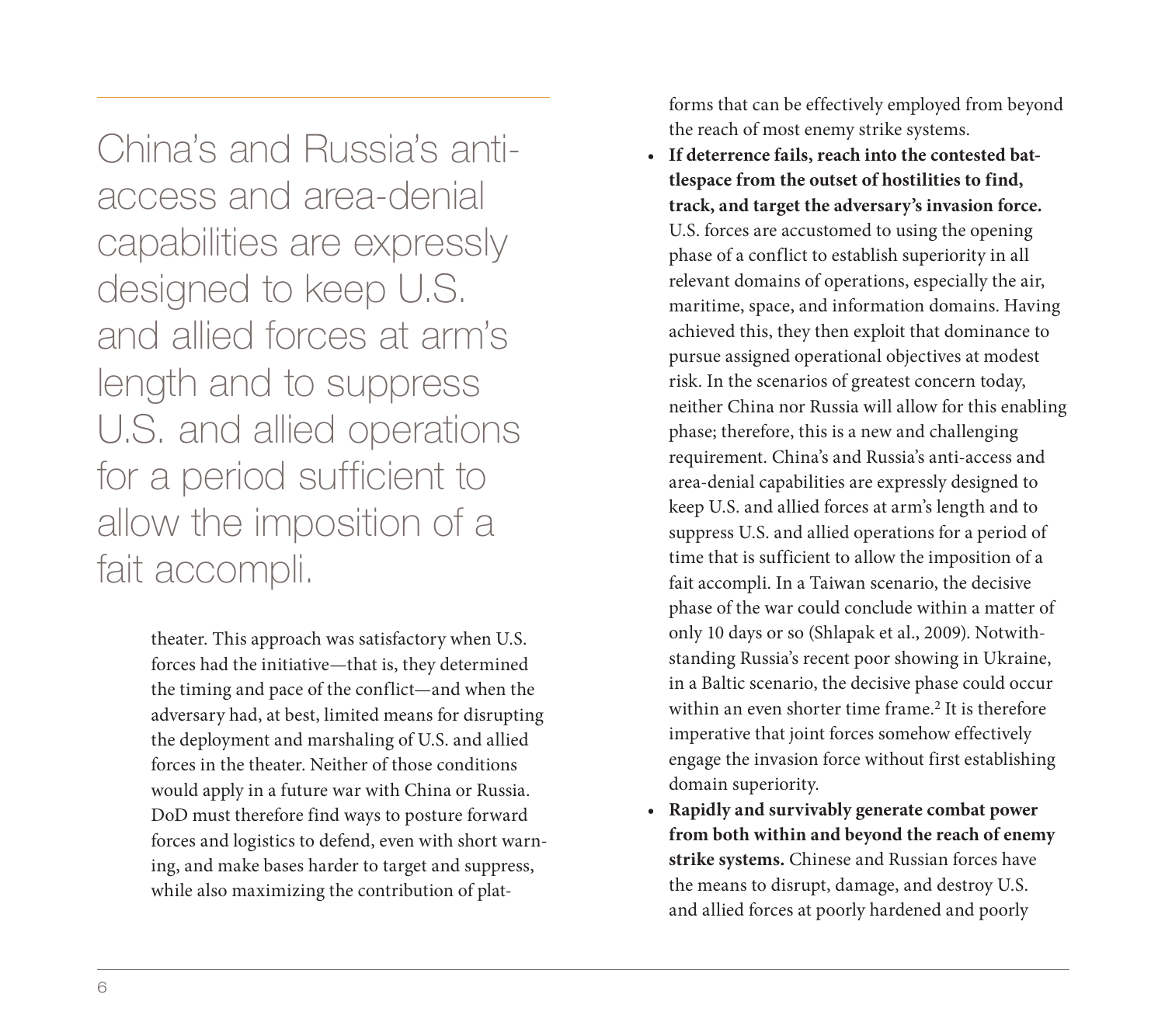> China's and Russia's anti-access and area-denial capabilities are expressly designed to keep U.S. and allied forces at arm's length and to suppress U.S. and allied operations for a period sufficient to allow the imposition of a fait accompli.

theater. This approach was satisfactory when U.S. forces had the initiative—that is, they determined the timing and pace of the conflict—and when the adversary had, at best, limited means for disrupting the deployment and marshaling of U.S. and allied forces in the theater. Neither of those conditions would apply in a future war with China or Russia. DoD must therefore find ways to posture forward forces and logistics to defend, even with short warning, and make bases harder to target and suppress, while also maximizing the contribution of platforms that can be effectively employed from beyond the reach of most enemy strike systems.

- **If deterrence fails, reach into the contested battlespace from the outset of hostilities to find, track, and target the adversary's invasion force.** U.S. forces are accustomed to using the opening phase of a conflict to establish superiority in all relevant domains of operations, especially the air, maritime, space, and information domains. Having achieved this, they then exploit that dominance to pursue assigned operational objectives at modest risk. In the scenarios of greatest concern today, neither China nor Russia will allow for this enabling phase; therefore, this is a new and challenging requirement. China's and Russia's anti-access and area-denial capabilities are expressly designed to keep U.S. and allied forces at arm's length and to suppress U.S. and allied operations for a period of time that is sufficient to allow the imposition of a fait accompli. In a Taiwan scenario, the decisive phase of the war could conclude within a matter of only 10 days or so (Shlapak et al., 2009). Notwithstanding Russia's recent poor showing in Ukraine, in a Baltic scenario, the decisive phase could occur within an even shorter time frame.[2] It is therefore imperative that joint forces somehow effectively engage the invasion force without first establishing domain superiority.
- **Rapidly and survivably generate combat power from both within and beyond the reach of enemy strike systems.** Chinese and Russian forces have the means to disrupt, damage, and destroy U.S. and allied forces at poorly hardened and poorly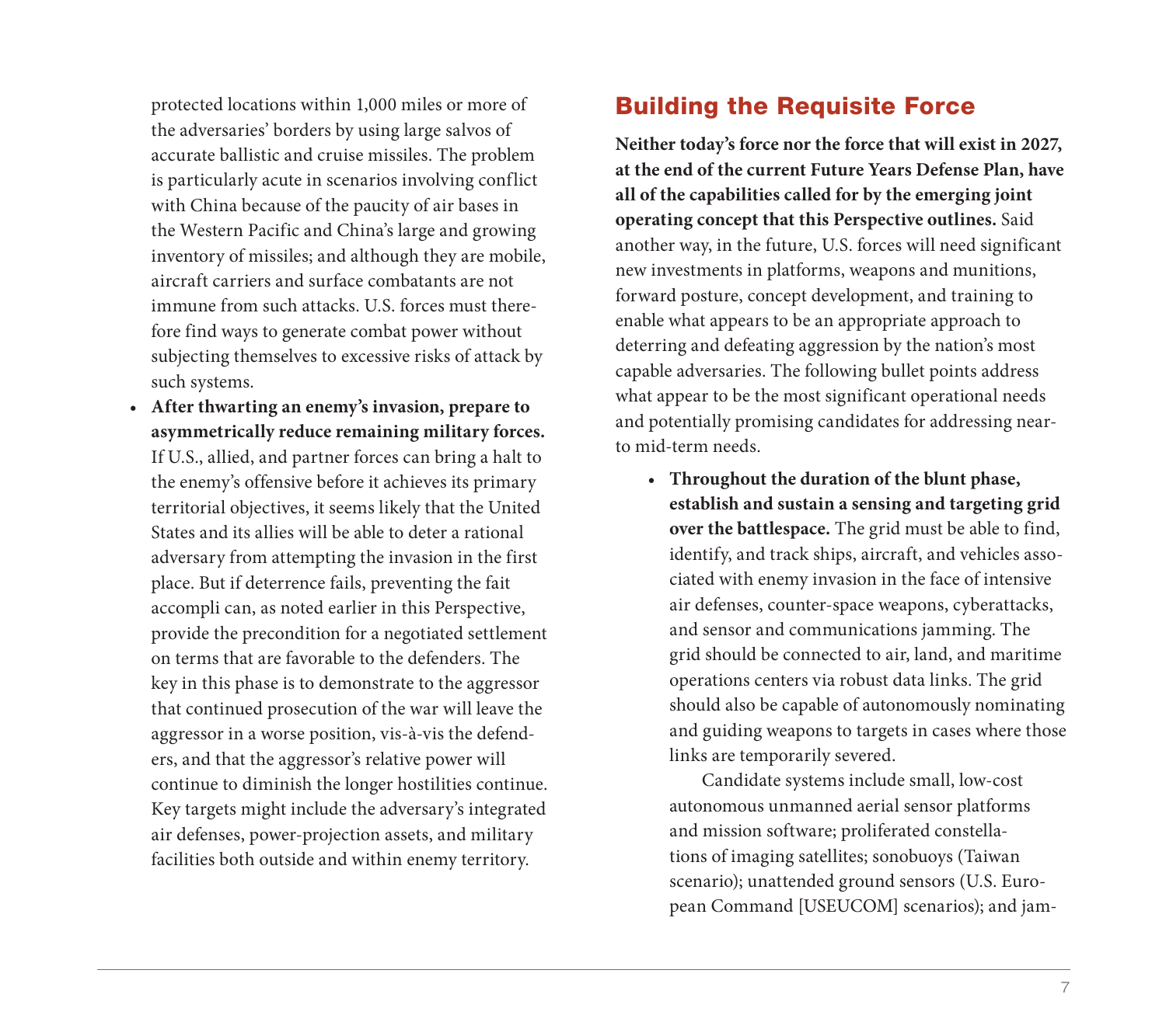protected locations within 1,000 miles or more of the adversaries' borders by using large salvos of accurate ballistic and cruise missiles. The problem is particularly acute in scenarios involving conflict with China because of the paucity of air bases in the Western Pacific and China's large and growing inventory of missiles; and although they are mobile, aircraft carriers and surface combatants are not immune from such attacks. U.S. forces must therefore find ways to generate combat power without subjecting themselves to excessive risks of attack by such systems.

- **After thwarting an enemy's invasion, prepare to asymmetrically reduce remaining military forces.** If U.S., allied, and partner forces can bring a halt to the enemy's offensive before it achieves its primary territorial objectives, it seems likely that the United States and its allies will be able to deter a rational adversary from attempting the invasion in the first place. But if deterrence fails, preventing the fait accompli can, as noted earlier in this Perspective, provide the precondition for a negotiated settlement on terms that are favorable to the defenders. The key in this phase is to demonstrate to the aggressor that continued prosecution of the war will leave the aggressor in a worse position, vis-à-vis the defenders, and that the aggressor's relative power will continue to diminish the longer hostilities continue. Key targets might include the adversary's integrated air defenses, power-projection assets, and military facilities both outside and within enemy territory.

## Building the Requisite Force

**Neither today's force nor the force that will exist in 2027, at the end of the current Future Years Defense Plan, have all of the capabilities called for by the emerging joint operating concept that this Perspective outlines.** Said another way, in the future, U.S. forces will need significant new investments in platforms, weapons and munitions, forward posture, concept development, and training to enable what appears to be an appropriate approach to deterring and defeating aggression by the nation's most capable adversaries. The following bullet points address what appear to be the most significant operational needs and potentially promising candidates for addressing near- to mid-term needs.

- **Throughout the duration of the blunt phase, establish and sustain a sensing and targeting grid over the battlespace.** The grid must be able to find, identify, and track ships, aircraft, and vehicles associated with enemy invasion in the face of intensive air defenses, counter-space weapons, cyberattacks, and sensor and communications jamming. The grid should be connected to air, land, and maritime operations centers via robust data links. The grid should also be capable of autonomously nominating and guiding weapons to targets in cases where those links are temporarily severed.

  Candidate systems include small, low-cost autonomous unmanned aerial sensor platforms and mission software; proliferated constellations of imaging satellites; sonobuoys (Taiwan scenario); unattended ground sensors (U.S. European Command [USEUCOM] scenarios); and jam-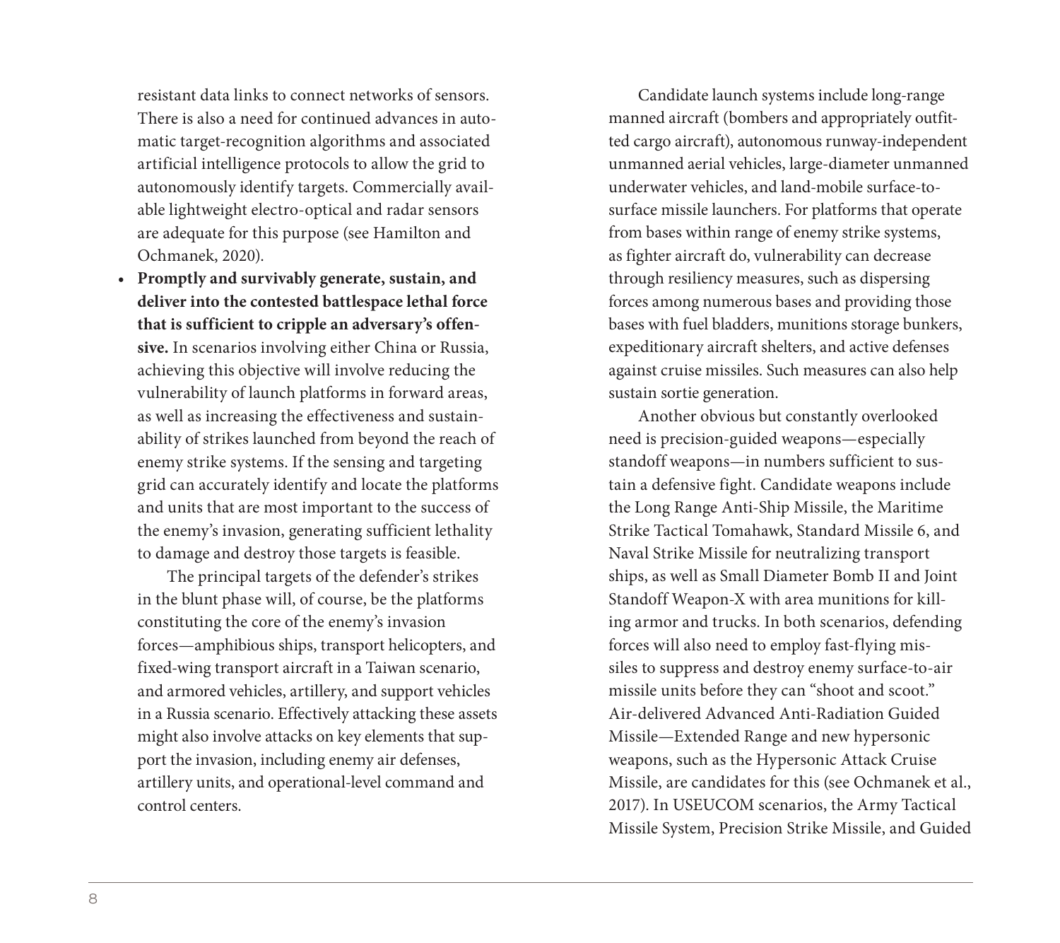resistant data links to connect networks of sensors. There is also a need for continued advances in automatic target-recognition algorithms and associated artificial intelligence protocols to allow the grid to autonomously identify targets. Commercially available lightweight electro-optical and radar sensors are adequate for this purpose (see Hamilton and Ochmanek, 2020).

- **Promptly and survivably generate, sustain, and deliver into the contested battlespace lethal force that is sufficient to cripple an adversary's offensive.** In scenarios involving either China or Russia, achieving this objective will involve reducing the vulnerability of launch platforms in forward areas, as well as increasing the effectiveness and sustainability of strikes launched from beyond the reach of enemy strike systems. If the sensing and targeting grid can accurately identify and locate the platforms and units that are most important to the success of the enemy's invasion, generating sufficient lethality to damage and destroy those targets is feasible.

  The principal targets of the defender's strikes in the blunt phase will, of course, be the platforms constituting the core of the enemy's invasion forces—amphibious ships, transport helicopters, and fixed-wing transport aircraft in a Taiwan scenario, and armored vehicles, artillery, and support vehicles in a Russia scenario. Effectively attacking these assets might also involve attacks on key elements that support the invasion, including enemy air defenses, artillery units, and operational-level command and control centers.

  Candidate launch systems include long-range manned aircraft (bombers and appropriately outfitted cargo aircraft), autonomous runway-independent unmanned aerial vehicles, large-diameter unmanned underwater vehicles, and land-mobile surface-to-surface missile launchers. For platforms that operate from bases within range of enemy strike systems, as fighter aircraft do, vulnerability can decrease through resiliency measures, such as dispersing forces among numerous bases and providing those bases with fuel bladders, munitions storage bunkers, expeditionary aircraft shelters, and active defenses against cruise missiles. Such measures can also help sustain sortie generation.

  Another obvious but constantly overlooked need is precision-guided weapons—especially standoff weapons—in numbers sufficient to sustain a defensive fight. Candidate weapons include the Long Range Anti-Ship Missile, the Maritime Strike Tactical Tomahawk, Standard Missile 6, and Naval Strike Missile for neutralizing transport ships, as well as Small Diameter Bomb II and Joint Standoff Weapon-X with area munitions for killing armor and trucks. In both scenarios, defending forces will also need to employ fast-flying missiles to suppress and destroy enemy surface-to-air missile units before they can "shoot and scoot." Air-delivered Advanced Anti-Radiation Guided Missile—Extended Range and new hypersonic weapons, such as the Hypersonic Attack Cruise Missile, are candidates for this (see Ochmanek et al., 2017). In USEUCOM scenarios, the Army Tactical Missile System, Precision Strike Missile, and Guided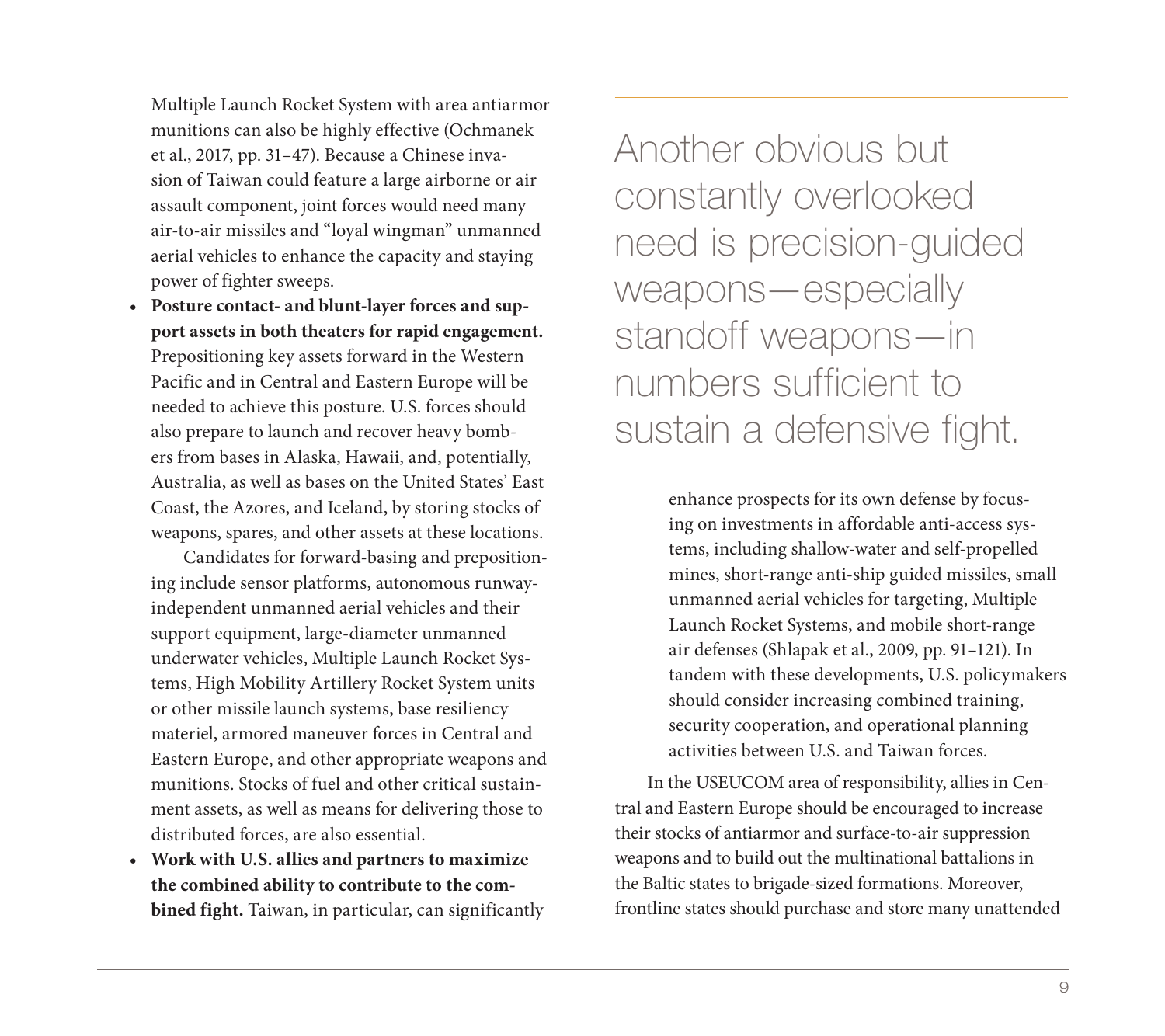Multiple Launch Rocket System with area antiarmor munitions can also be highly effective (Ochmanek et al., 2017, pp. 31–47). Because a Chinese invasion of Taiwan could feature a large airborne or air assault component, joint forces would need many air-to-air missiles and "loyal wingman" unmanned aerial vehicles to enhance the capacity and staying power of fighter sweeps.

- **Posture contact- and blunt-layer forces and support assets in both theaters for rapid engagement.** Prepositioning key assets forward in the Western Pacific and in Central and Eastern Europe will be needed to achieve this posture. U.S. forces should also prepare to launch and recover heavy bombers from bases in Alaska, Hawaii, and, potentially, Australia, as well as bases on the United States' East Coast, the Azores, and Iceland, by storing stocks of weapons, spares, and other assets at these locations.

  Candidates for forward-basing and prepositioning include sensor platforms, autonomous runway-independent unmanned aerial vehicles and their support equipment, large-diameter unmanned underwater vehicles, Multiple Launch Rocket Systems, High Mobility Artillery Rocket System units or other missile launch systems, base resiliency materiel, armored maneuver forces in Central and Eastern Europe, and other appropriate weapons and munitions. Stocks of fuel and other critical sustainment assets, as well as means for delivering those to distributed forces, are also essential.
- **Work with U.S. allies and partners to maximize the combined ability to contribute to the combined fight.** Taiwan, in particular, can significantly enhance prospects for its own defense by focusing on investments in affordable anti-access systems, including shallow-water and self-propelled mines, short-range anti-ship guided missiles, small unmanned aerial vehicles for targeting, Multiple Launch Rocket Systems, and mobile short-range air defenses (Shlapak et al., 2009, pp. 91–121). In tandem with these developments, U.S. policymakers should consider increasing combined training, security cooperation, and operational planning activities between U.S. and Taiwan forces.

  In the USEUCOM area of responsibility, allies in Central and Eastern Europe should be encouraged to increase their stocks of antiarmor and surface-to-air suppression weapons and to build out the multinational battalions in the Baltic states to brigade-sized formations. Moreover, frontline states should purchase and store many unattended

> Another obvious but constantly overlooked need is precision-guided weapons—especially standoff weapons—in numbers sufficient to sustain a defensive fight.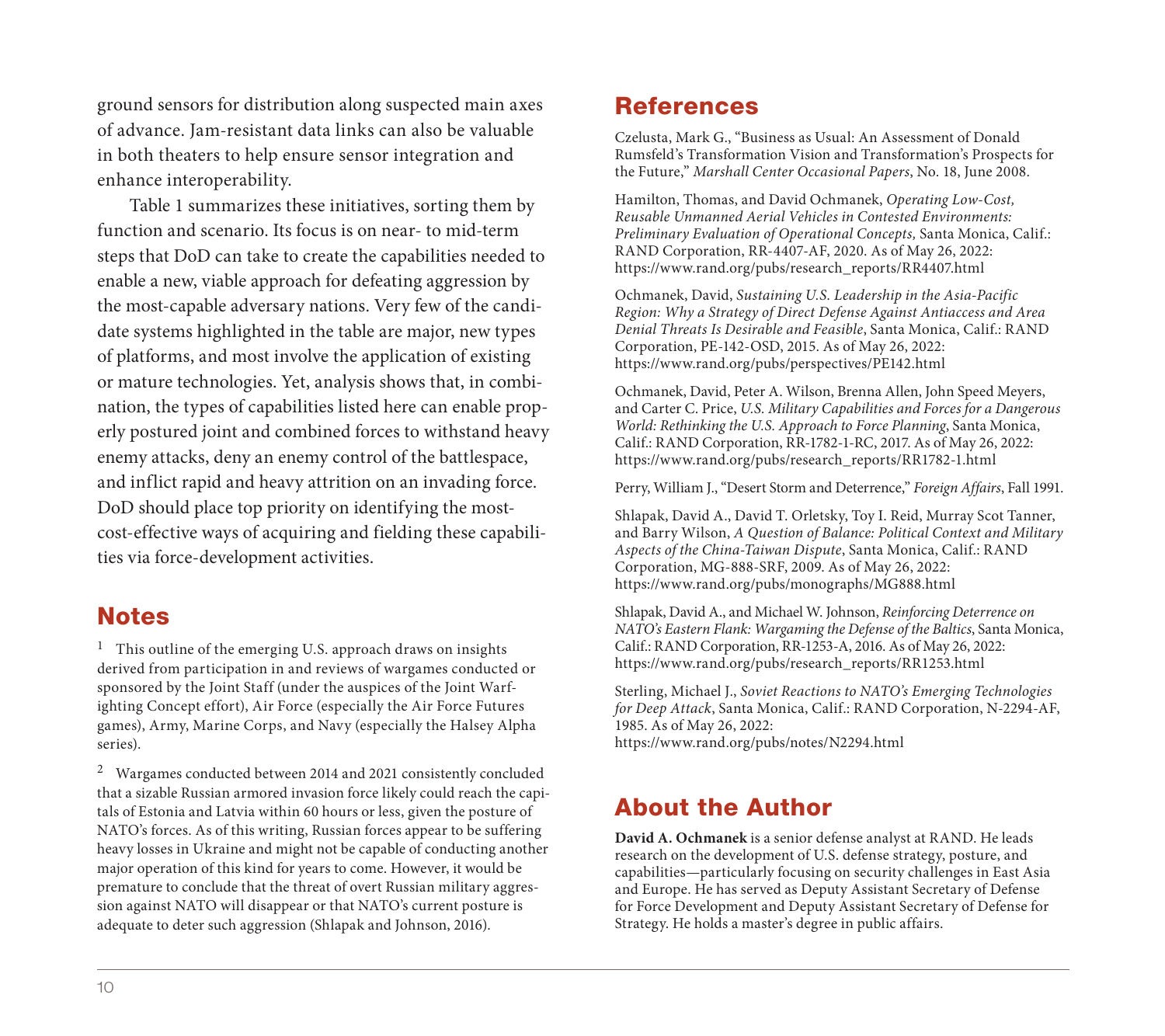ground sensors for distribution along suspected main axes of advance. Jam-resistant data links can also be valuable in both theaters to help ensure sensor integration and enhance interoperability.

Table 1 summarizes these initiatives, sorting them by function and scenario. Its focus is on near- to mid-term steps that DoD can take to create the capabilities needed to enable a new, viable approach for defeating aggression by the most-capable adversary nations. Very few of the candidate systems highlighted in the table are major, new types of platforms, and most involve the application of existing or mature technologies. Yet, analysis shows that, in combination, the types of capabilities listed here can enable properly postured joint and combined forces to withstand heavy enemy attacks, deny an enemy control of the battlespace, and inflict rapid and heavy attrition on an invading force. DoD should place top priority on identifying the most-cost-effective ways of acquiring and fielding these capabilities via force-development activities.

## Notes

[1] This outline of the emerging U.S. approach draws on insights derived from participation in and reviews of wargames conducted or sponsored by the Joint Staff (under the auspices of the Joint Warfighting Concept effort), Air Force (especially the Air Force Futures games), Army, Marine Corps, and Navy (especially the Halsey Alpha series).

[2] Wargames conducted between 2014 and 2021 consistently concluded that a sizable Russian armored invasion force likely could reach the capitals of Estonia and Latvia within 60 hours or less, given the posture of NATO's forces. As of this writing, Russian forces appear to be suffering heavy losses in Ukraine and might not be capable of conducting another major operation of this kind for years to come. However, it would be premature to conclude that the threat of overt Russian military aggression against NATO will disappear or that NATO's current posture is adequate to deter such aggression (Shlapak and Johnson, 2016).

## References

Czelusta, Mark G., "Business as Usual: An Assessment of Donald Rumsfeld's Transformation Vision and Transformation's Prospects for the Future," *Marshall Center Occasional Papers*, No. 18, June 2008.

Hamilton, Thomas, and David Ochmanek, *Operating Low-Cost, Reusable Unmanned Aerial Vehicles in Contested Environments: Preliminary Evaluation of Operational Concepts,* Santa Monica, Calif.: RAND Corporation, RR-4407-AF, 2020. As of May 26, 2022: https://www.rand.org/pubs/research_reports/RR4407.html

Ochmanek, David, *Sustaining U.S. Leadership in the Asia-Pacific Region: Why a Strategy of Direct Defense Against Antiaccess and Area Denial Threats Is Desirable and Feasible*, Santa Monica, Calif.: RAND Corporation, PE-142-OSD, 2015. As of May 26, 2022: https://www.rand.org/pubs/perspectives/PE142.html

Ochmanek, David, Peter A. Wilson, Brenna Allen, John Speed Meyers, and Carter C. Price, *U.S. Military Capabilities and Forces for a Dangerous World: Rethinking the U.S. Approach to Force Planning*, Santa Monica, Calif.: RAND Corporation, RR-1782-1-RC, 2017. As of May 26, 2022: https://www.rand.org/pubs/research_reports/RR1782-1.html

Perry, William J., "Desert Storm and Deterrence," *Foreign Affairs*, Fall 1991.

Shlapak, David A., David T. Orletsky, Toy I. Reid, Murray Scot Tanner, and Barry Wilson, *A Question of Balance: Political Context and Military Aspects of the China-Taiwan Dispute*, Santa Monica, Calif.: RAND Corporation, MG-888-SRF, 2009. As of May 26, 2022: https://www.rand.org/pubs/monographs/MG888.html

Shlapak, David A., and Michael W. Johnson, *Reinforcing Deterrence on NATO's Eastern Flank: Wargaming the Defense of the Baltics*, Santa Monica, Calif.: RAND Corporation, RR-1253-A, 2016. As of May 26, 2022: https://www.rand.org/pubs/research_reports/RR1253.html

Sterling, Michael J., *Soviet Reactions to NATO's Emerging Technologies for Deep Attack*, Santa Monica, Calif.: RAND Corporation, N-2294-AF, 1985. As of May 26, 2022: https://www.rand.org/pubs/notes/N2294.html

## About the Author

**David A. Ochmanek** is a senior defense analyst at RAND. He leads research on the development of U.S. defense strategy, posture, and capabilities—particularly focusing on security challenges in East Asia and Europe. He has served as Deputy Assistant Secretary of Defense for Force Development and Deputy Assistant Secretary of Defense for Strategy. He holds a master's degree in public affairs.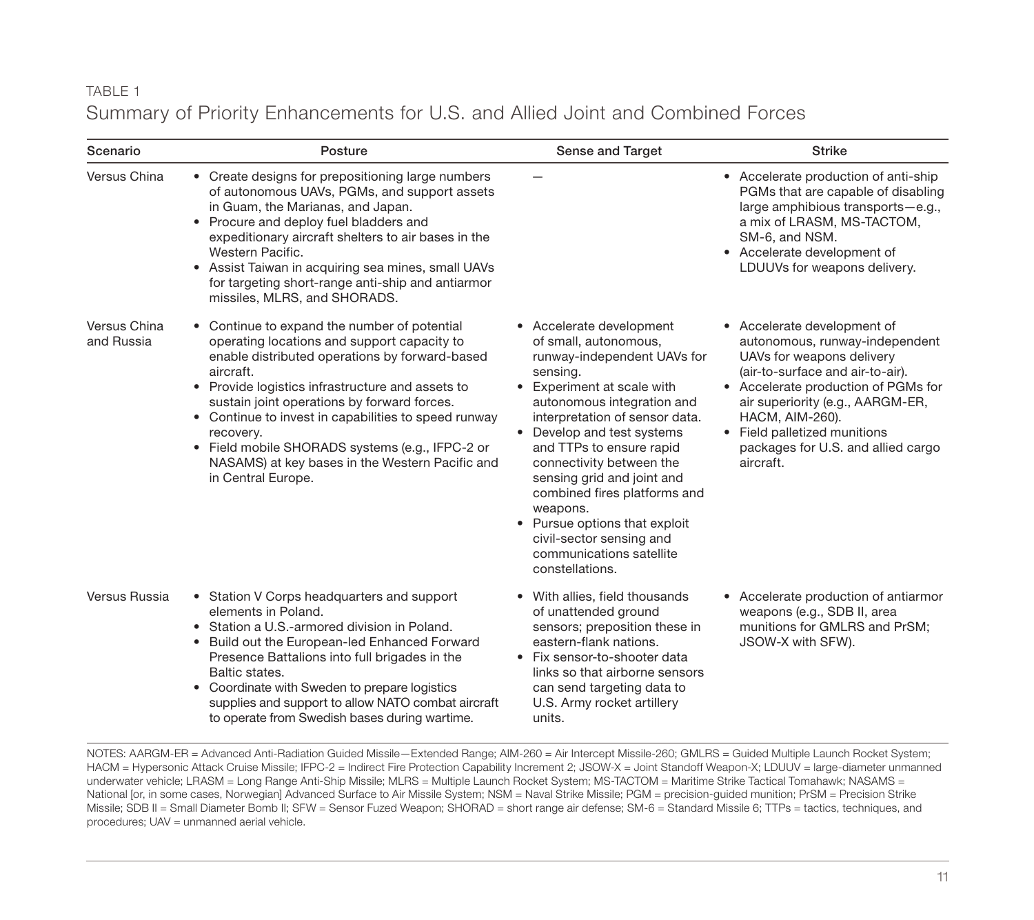TABLE 1

## Summary of Priority Enhancements for U.S. and Allied Joint and Combined Forces

| Scenario | Posture | Sense and Target | Strike |
|---|---|---|---|
| Versus China | • Create designs for prepositioning large numbers of autonomous UAVs, PGMs, and support assets in Guam, the Marianas, and Japan.<br>• Procure and deploy fuel bladders and expeditionary aircraft shelters to air bases in the Western Pacific.<br>• Assist Taiwan in acquiring sea mines, small UAVs for targeting short-range anti-ship and antiarmor missiles, MLRS, and SHORADS. | — | • Accelerate production of anti-ship PGMs that are capable of disabling large amphibious transports—e.g., a mix of LRASM, MS-TACTOM, SM-6, and NSM.<br>• Accelerate development of LDUUVs for weapons delivery. |
| Versus China and Russia | • Continue to expand the number of potential operating locations and support capacity to enable distributed operations by forward-based aircraft.<br>• Provide logistics infrastructure and assets to sustain joint operations by forward forces.<br>• Continue to invest in capabilities to speed runway recovery.<br>• Field mobile SHORADS systems (e.g., IFPC-2 or NASAMS) at key bases in the Western Pacific and in Central Europe. | • Accelerate development of small, autonomous, runway-independent UAVs for sensing.<br>• Experiment at scale with autonomous integration and interpretation of sensor data.<br>• Develop and test systems and TTPs to ensure rapid connectivity between the sensing grid and joint and combined fires platforms and weapons.<br>• Pursue options that exploit civil-sector sensing and communications satellite constellations. | • Accelerate development of autonomous, runway-independent UAVs for weapons delivery (air-to-surface and air-to-air).<br>• Accelerate production of PGMs for air superiority (e.g., AARGM-ER, HACM, AIM-260).<br>• Field palletized munitions packages for U.S. and allied cargo aircraft. |
| Versus Russia | • Station V Corps headquarters and support elements in Poland.<br>• Station a U.S.-armored division in Poland.<br>• Build out the European-led Enhanced Forward Presence Battalions into full brigades in the Baltic states.<br>• Coordinate with Sweden to prepare logistics supplies and support to allow NATO combat aircraft to operate from Swedish bases during wartime. | • With allies, field thousands of unattended ground sensors; preposition these in eastern-flank nations.<br>• Fix sensor-to-shooter data links so that airborne sensors can send targeting data to U.S. Army rocket artillery units. | • Accelerate production of antiarmor weapons (e.g., SDB II, area munitions for GMLRS and PrSM; JSOW-X with SFW). |

NOTES: AARGM-ER = Advanced Anti-Radiation Guided Missile—Extended Range; AIM-260 = Air Intercept Missile-260; GMLRS = Guided Multiple Launch Rocket System; HACM = Hypersonic Attack Cruise Missile; IFPC-2 = Indirect Fire Protection Capability Increment 2; JSOW-X = Joint Standoff Weapon-X; LDUUV = large-diameter unmanned underwater vehicle; LRASM = Long Range Anti-Ship Missile; MLRS = Multiple Launch Rocket System; MS-TACTOM = Maritime Strike Tactical Tomahawk; NASAMS = National [or, in some cases, Norwegian] Advanced Surface to Air Missile System; NSM = Naval Strike Missile; PGM = precision-guided munition; PrSM = Precision Strike Missile; SDB II = Small Diameter Bomb II; SFW = Sensor Fuzed Weapon; SHORAD = short range air defense; SM-6 = Standard Missile 6; TTPs = tactics, techniques, and procedures; UAV = unmanned aerial vehicle.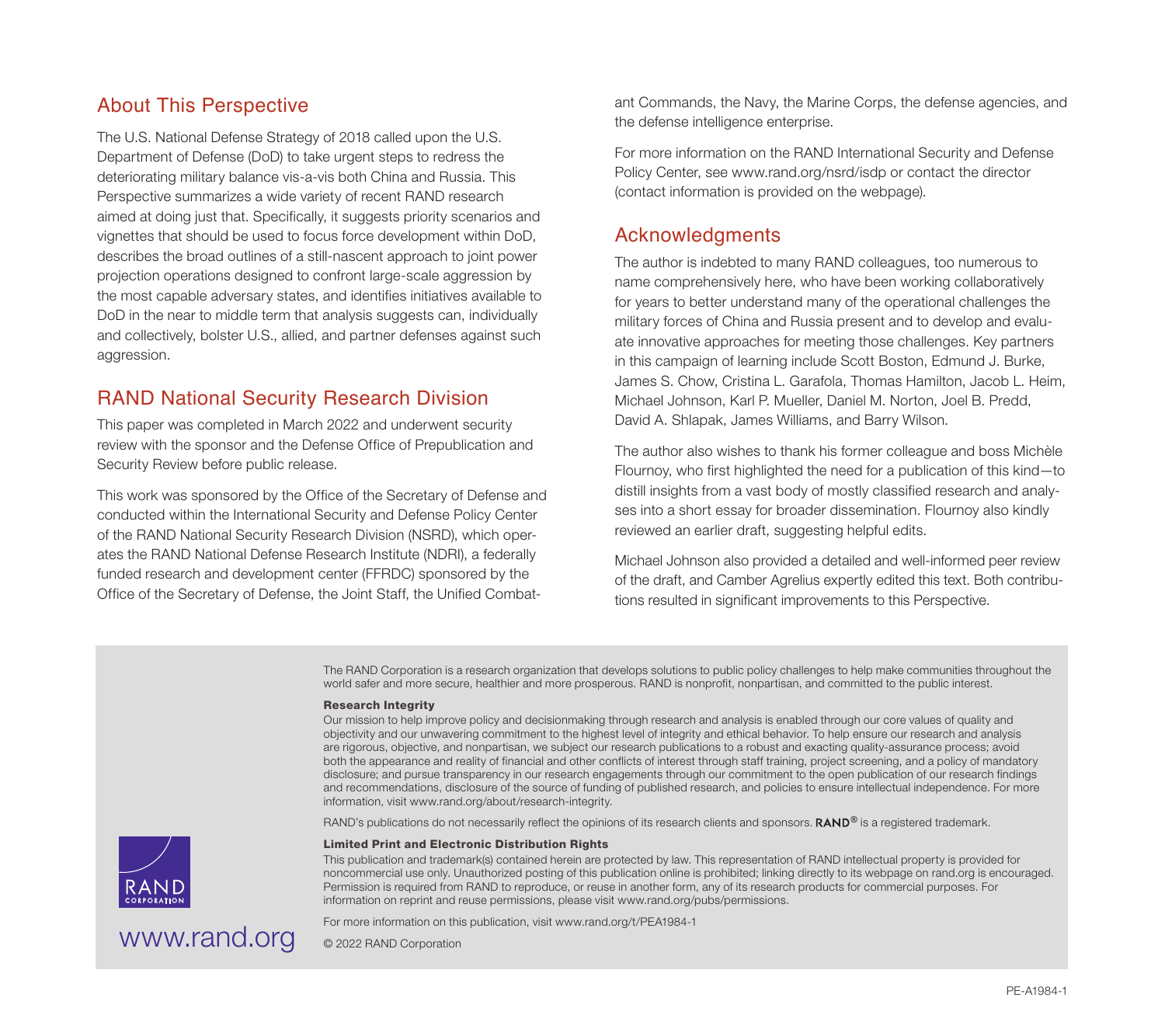## About This Perspective

The U.S. National Defense Strategy of 2018 called upon the U.S. Department of Defense (DoD) to take urgent steps to redress the deteriorating military balance vis-a-vis both China and Russia. This Perspective summarizes a wide variety of recent RAND research aimed at doing just that. Specifically, it suggests priority scenarios and vignettes that should be used to focus force development within DoD, describes the broad outlines of a still-nascent approach to joint power projection operations designed to confront large-scale aggression by the most capable adversary states, and identifies initiatives available to DoD in the near to middle term that analysis suggests can, individually and collectively, bolster U.S., allied, and partner defenses against such aggression.

## RAND National Security Research Division

This paper was completed in March 2022 and underwent security review with the sponsor and the Defense Office of Prepublication and Security Review before public release.

This work was sponsored by the Office of the Secretary of Defense and conducted within the International Security and Defense Policy Center of the RAND National Security Research Division (NSRD), which operates the RAND National Defense Research Institute (NDRI), a federally funded research and development center (FFRDC) sponsored by the Office of the Secretary of Defense, the Joint Staff, the Unified Combatant Commands, the Navy, the Marine Corps, the defense agencies, and the defense intelligence enterprise.

For more information on the RAND International Security and Defense Policy Center, see www.rand.org/nsrd/isdp or contact the director (contact information is provided on the webpage).

## Acknowledgments

The author is indebted to many RAND colleagues, too numerous to name comprehensively here, who have been working collaboratively for years to better understand many of the operational challenges the military forces of China and Russia present and to develop and evaluate innovative approaches for meeting those challenges. Key partners in this campaign of learning include Scott Boston, Edmund J. Burke, James S. Chow, Cristina L. Garafola, Thomas Hamilton, Jacob L. Heim, Michael Johnson, Karl P. Mueller, Daniel M. Norton, Joel B. Predd, David A. Shlapak, James Williams, and Barry Wilson.

The author also wishes to thank his former colleague and boss Michèle Flournoy, who first highlighted the need for a publication of this kind—to distill insights from a vast body of mostly classified research and analyses into a short essay for broader dissemination. Flournoy also kindly reviewed an earlier draft, suggesting helpful edits.

Michael Johnson also provided a detailed and well-informed peer review of the draft, and Camber Agrelius expertly edited this text. Both contributions resulted in significant improvements to this Perspective.

The RAND Corporation is a research organization that develops solutions to public policy challenges to help make communities throughout the world safer and more secure, healthier and more prosperous. RAND is nonprofit, nonpartisan, and committed to the public interest.

**Research Integrity**

Our mission to help improve policy and decisionmaking through research and analysis is enabled through our core values of quality and objectivity and our unwavering commitment to the highest level of integrity and ethical behavior. To help ensure our research and analysis are rigorous, objective, and nonpartisan, we subject our research publications to a robust and exacting quality-assurance process; avoid both the appearance and reality of financial and other conflicts of interest through staff training, project screening, and a policy of mandatory disclosure; and pursue transparency in our research engagements through our commitment to the open publication of our research findings and recommendations, disclosure of the source of funding of published research, and policies to ensure intellectual independence. For more information, visit www.rand.org/about/research-integrity.

RAND's publications do not necessarily reflect the opinions of its research clients and sponsors. RAND® is a registered trademark.

**Limited Print and Electronic Distribution Rights**

This publication and trademark(s) contained herein are protected by law. This representation of RAND intellectual property is provided for noncommercial use only. Unauthorized posting of this publication online is prohibited; linking directly to its webpage on rand.org is encouraged. Permission is required from RAND to reproduce, or reuse in another form, any of its research products for commercial purposes. For information on reprint and reuse permissions, please visit www.rand.org/pubs/permissions.

For more information on this publication, visit www.rand.org/t/PEA1984-1

© 2022 RAND Corporation

RAND CORPORATION

www.rand.org

PE-A1984-1